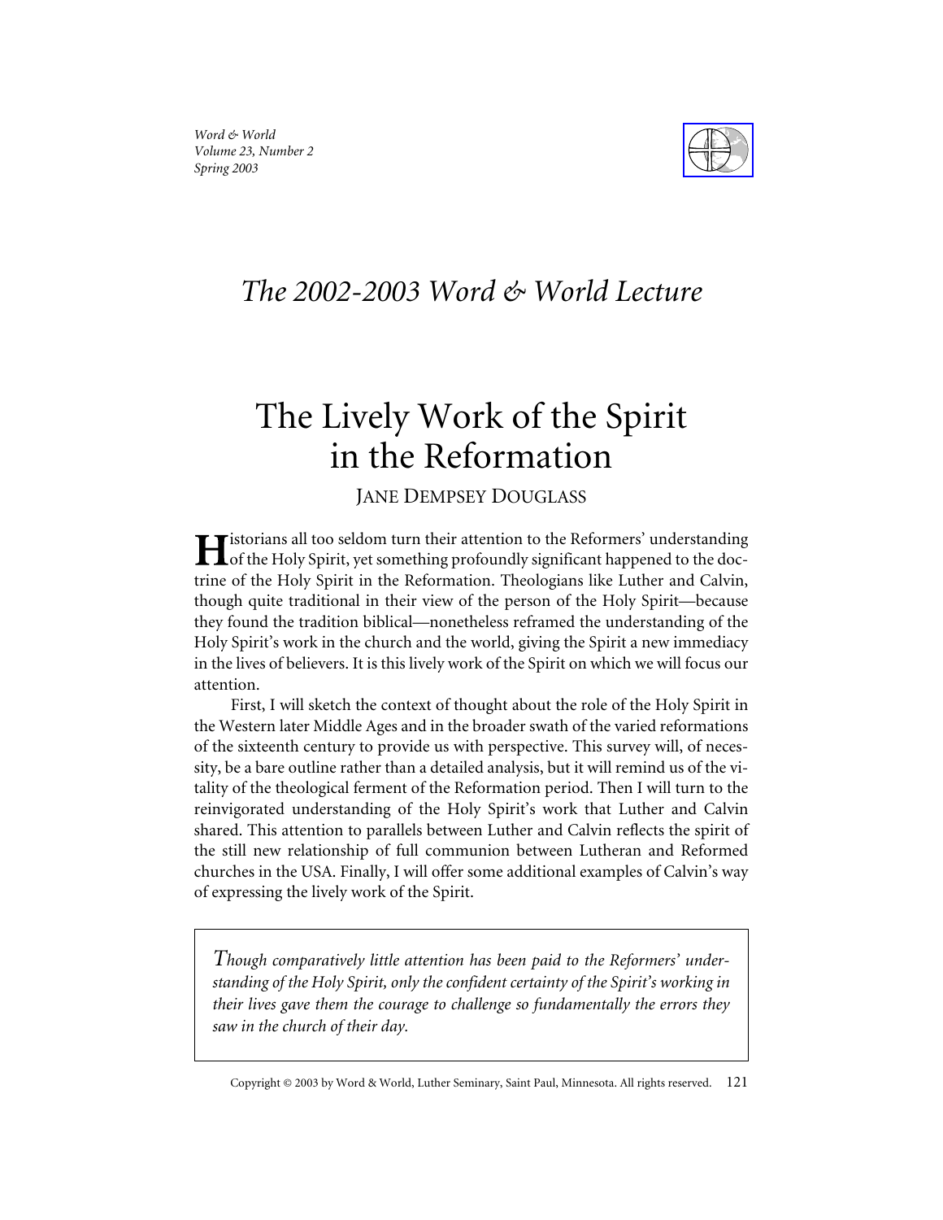## *The 2002-2003 Word & World Lecture*

# The Lively Work of the Spirit in the Reformation

JANE DEMPSEY DOUGLASS

Historians all too seldom turn their attention to the Reformers' understanding of the Holy Spirit, yet something profoundly significant happened to the doctrine of the Holy Spirit in the Reformation. Theologians like Luther and Calvin, though quite traditional in their view of the person of the Holy Spirit—because they found the tradition biblical—nonetheless reframed the understanding of the Holy Spirit's work in the church and the world, giving the Spirit a new immediacy in the lives of believers. It is this lively work of the Spirit on which we will focus our attention.

First, I will sketch the context of thought about the role of the Holy Spirit in the Western later Middle Ages and in the broader swath of the varied reformations of the sixteenth century to provide us with perspective. This survey will, of necessity, be a bare outline rather than a detailed analysis, but it will remind us of the vitality of the theological ferment of the Reformation period. Then I will turn to the reinvigorated understanding of the Holy Spirit's work that Luther and Calvin shared. This attention to parallels between Luther and Calvin reflects the spirit of the still new relationship of full communion between Lutheran and Reformed churches in the USA. Finally, I will offer some additional examples of Calvin's way of expressing the lively work of the Spirit.

> *Though comparatively little attention has been paid to the Reformers' understanding of the Holy Spirit, only the confident certainty of the Spirit's working in their lives gave them the courage to challenge so fundamentally the errors they saw in the church of their day.*

Copyright © 2003 by Word & World, Luther Seminary, Saint Paul, Minnesota. All rights reserved.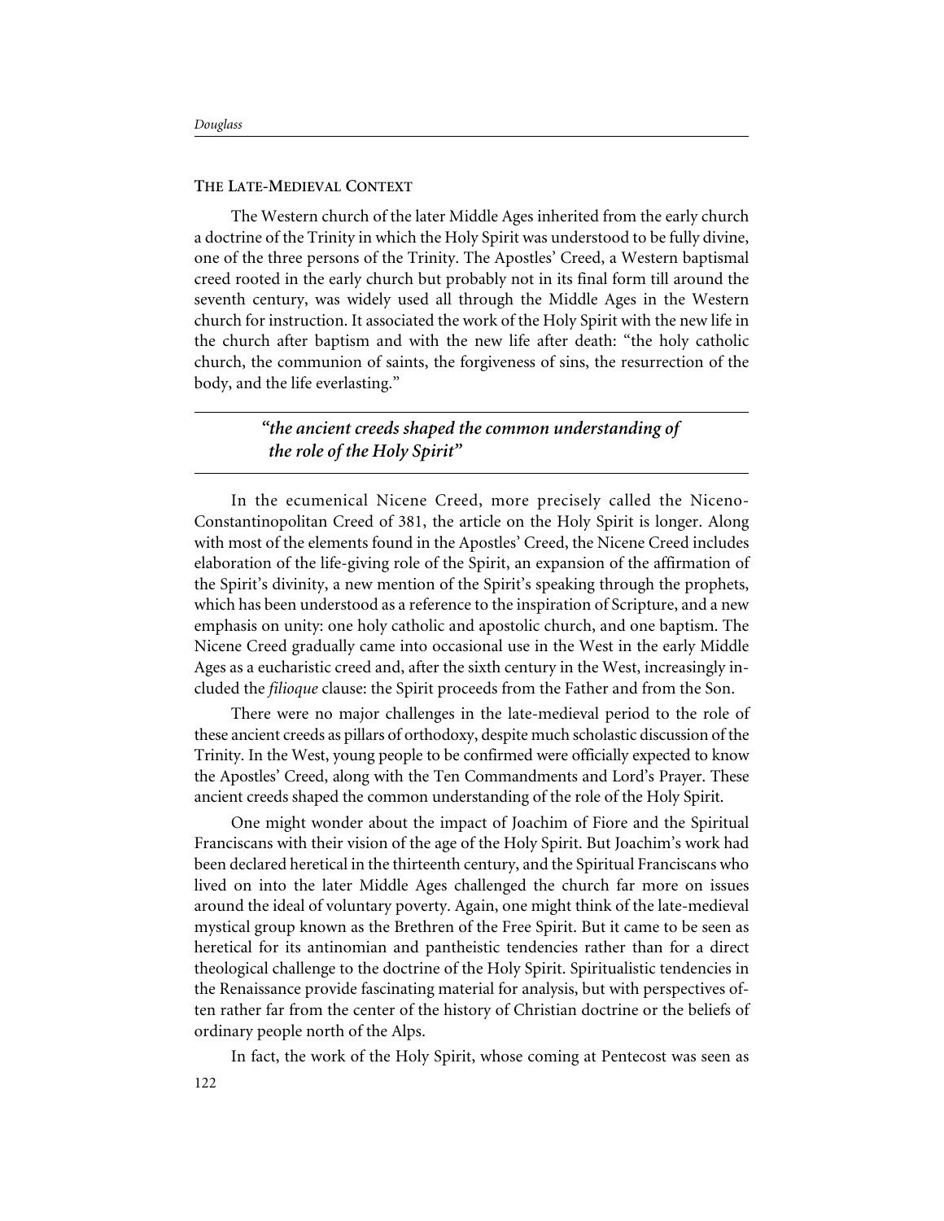## The Late-Medieval Context

The Western church of the later Middle Ages inherited from the early church a doctrine of the Trinity in which the Holy Spirit was understood to be fully divine, one of the three persons of the Trinity. The Apostles' Creed, a Western baptismal creed rooted in the early church but probably not in its final form till around the seventh century, was widely used all through the Middle Ages in the Western church for instruction. It associated the work of the Holy Spirit with the new life in the church after baptism and with the new life after death: "the holy catholic church, the communion of saints, the forgiveness of sins, the resurrection of the body, and the life everlasting."

> ***"the ancient creeds shaped the common understanding of the role of the Holy Spirit"***

In the ecumenical Nicene Creed, more precisely called the Niceno-Constantinopolitan Creed of 381, the article on the Holy Spirit is longer. Along with most of the elements found in the Apostles' Creed, the Nicene Creed includes elaboration of the life-giving role of the Spirit, an expansion of the affirmation of the Spirit's divinity, a new mention of the Spirit's speaking through the prophets, which has been understood as a reference to the inspiration of Scripture, and a new emphasis on unity: one holy catholic and apostolic church, and one baptism. The Nicene Creed gradually came into occasional use in the West in the early Middle Ages as a eucharistic creed and, after the sixth century in the West, increasingly included the *filioque* clause: the Spirit proceeds from the Father and from the Son.

There were no major challenges in the late-medieval period to the role of these ancient creeds as pillars of orthodoxy, despite much scholastic discussion of the Trinity. In the West, young people to be confirmed were officially expected to know the Apostles' Creed, along with the Ten Commandments and Lord's Prayer. These ancient creeds shaped the common understanding of the role of the Holy Spirit.

One might wonder about the impact of Joachim of Fiore and the Spiritual Franciscans with their vision of the age of the Holy Spirit. But Joachim's work had been declared heretical in the thirteenth century, and the Spiritual Franciscans who lived on into the later Middle Ages challenged the church far more on issues around the ideal of voluntary poverty. Again, one might think of the late-medieval mystical group known as the Brethren of the Free Spirit. But it came to be seen as heretical for its antinomian and pantheistic tendencies rather than for a direct theological challenge to the doctrine of the Holy Spirit. Spiritualistic tendencies in the Renaissance provide fascinating material for analysis, but with perspectives often rather far from the center of the history of Christian doctrine or the beliefs of ordinary people north of the Alps.

In fact, the work of the Holy Spirit, whose coming at Pentecost was seen as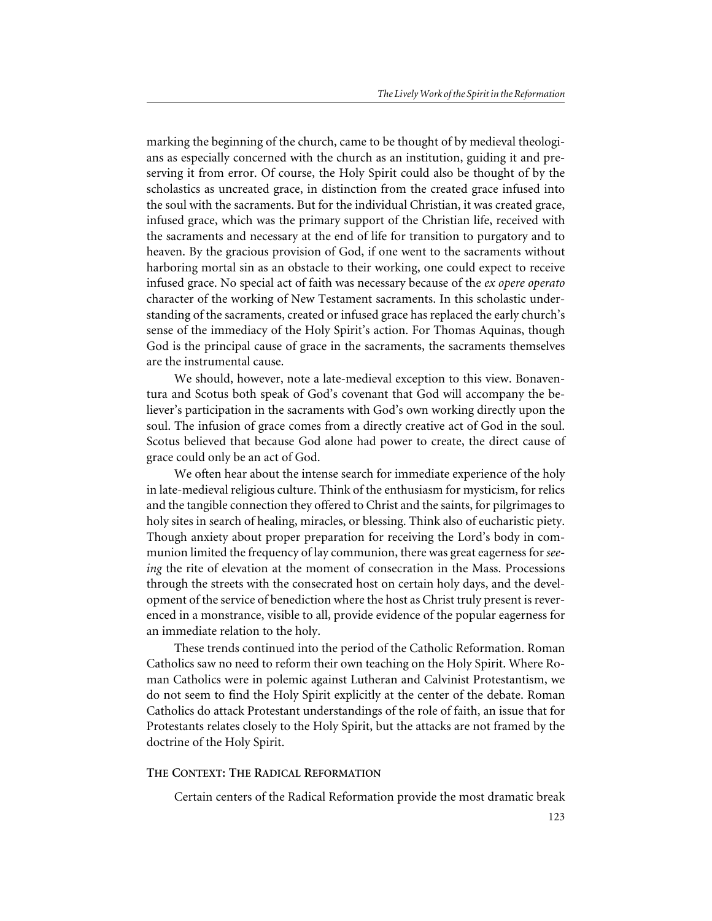marking the beginning of the church, came to be thought of by medieval theologians as especially concerned with the church as an institution, guiding it and preserving it from error. Of course, the Holy Spirit could also be thought of by the scholastics as uncreated grace, in distinction from the created grace infused into the soul with the sacraments. But for the individual Christian, it was created grace, infused grace, which was the primary support of the Christian life, received with the sacraments and necessary at the end of life for transition to purgatory and to heaven. By the gracious provision of God, if one went to the sacraments without harboring mortal sin as an obstacle to their working, one could expect to receive infused grace. No special act of faith was necessary because of the *ex opere operato* character of the working of New Testament sacraments. In this scholastic understanding of the sacraments, created or infused grace has replaced the early church's sense of the immediacy of the Holy Spirit's action. For Thomas Aquinas, though God is the principal cause of grace in the sacraments, the sacraments themselves are the instrumental cause.

We should, however, note a late-medieval exception to this view. Bonaventura and Scotus both speak of God's covenant that God will accompany the believer's participation in the sacraments with God's own working directly upon the soul. The infusion of grace comes from a directly creative act of God in the soul. Scotus believed that because God alone had power to create, the direct cause of grace could only be an act of God.

We often hear about the intense search for immediate experience of the holy in late-medieval religious culture. Think of the enthusiasm for mysticism, for relics and the tangible connection they offered to Christ and the saints, for pilgrimages to holy sites in search of healing, miracles, or blessing. Think also of eucharistic piety. Though anxiety about proper preparation for receiving the Lord's body in communion limited the frequency of lay communion, there was great eagerness for *seeing* the rite of elevation at the moment of consecration in the Mass. Processions through the streets with the consecrated host on certain holy days, and the development of the service of benediction where the host as Christ truly present is reverenced in a monstrance, visible to all, provide evidence of the popular eagerness for an immediate relation to the holy.

These trends continued into the period of the Catholic Reformation. Roman Catholics saw no need to reform their own teaching on the Holy Spirit. Where Roman Catholics were in polemic against Lutheran and Calvinist Protestantism, we do not seem to find the Holy Spirit explicitly at the center of the debate. Roman Catholics do attack Protestant understandings of the role of faith, an issue that for Protestants relates closely to the Holy Spirit, but the attacks are not framed by the doctrine of the Holy Spirit.

## The Context: The Radical Reformation

Certain centers of the Radical Reformation provide the most dramatic break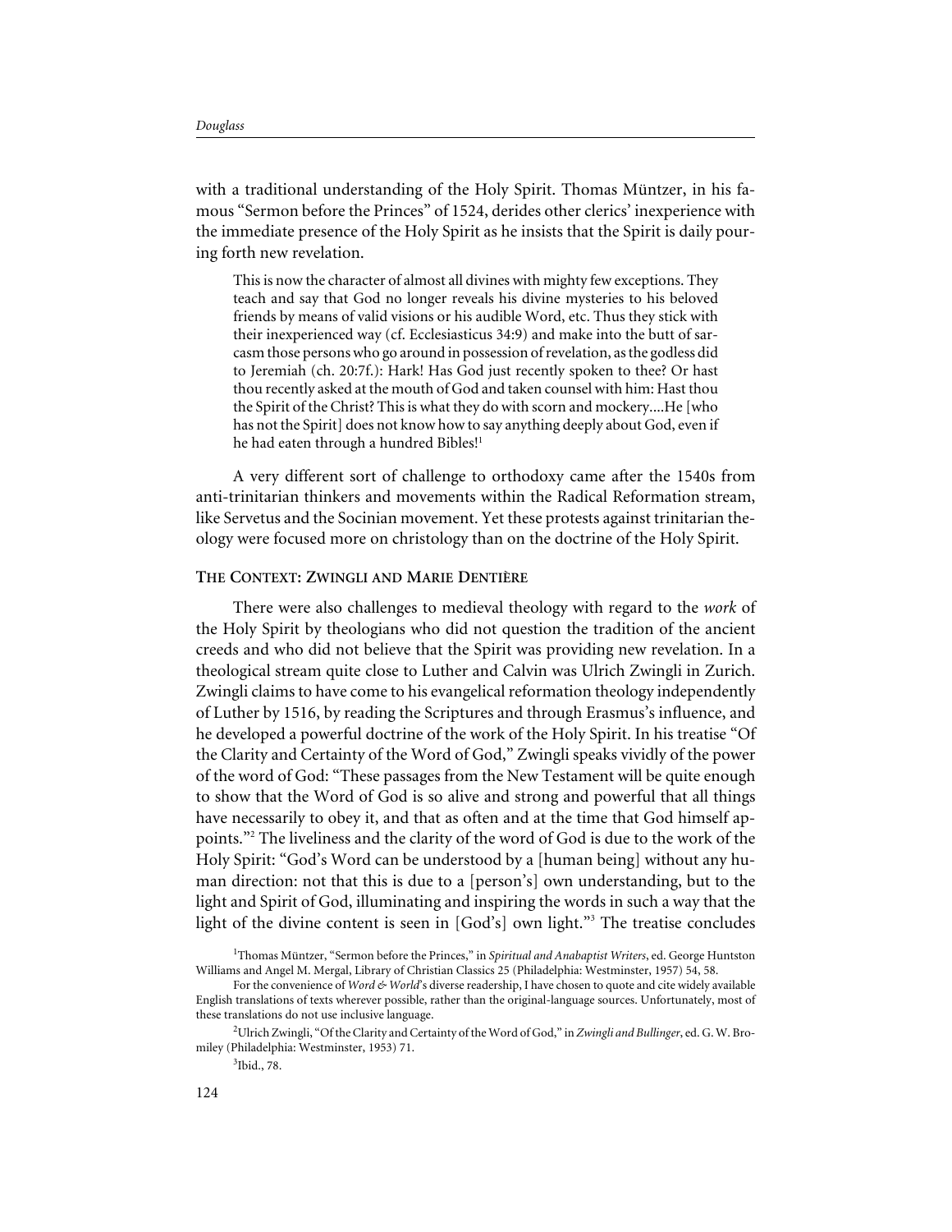with a traditional understanding of the Holy Spirit. Thomas Müntzer, in his famous "Sermon before the Princes" of 1524, derides other clerics' inexperience with the immediate presence of the Holy Spirit as he insists that the Spirit is daily pouring forth new revelation.

> This is now the character of almost all divines with mighty few exceptions. They teach and say that God no longer reveals his divine mysteries to his beloved friends by means of valid visions or his audible Word, etc. Thus they stick with their inexperienced way (cf. Ecclesiasticus 34:9) and make into the butt of sarcasm those persons who go around in possession of revelation, as the godless did to Jeremiah (ch. 20:7f.): Hark! Has God just recently spoken to thee? Or hast thou recently asked at the mouth of God and taken counsel with him: Hast thou the Spirit of the Christ? This is what they do with scorn and mockery....He [who has not the Spirit] does not know how to say anything deeply about God, even if he had eaten through a hundred Bibles![1]

A very different sort of challenge to orthodoxy came after the 1540s from anti-trinitarian thinkers and movements within the Radical Reformation stream, like Servetus and the Socinian movement. Yet these protests against trinitarian theology were focused more on christology than on the doctrine of the Holy Spirit.

## The Context: Zwingli and Marie Dentière

There were also challenges to medieval theology with regard to the *work* of the Holy Spirit by theologians who did not question the tradition of the ancient creeds and who did not believe that the Spirit was providing new revelation. In a theological stream quite close to Luther and Calvin was Ulrich Zwingli in Zurich. Zwingli claims to have come to his evangelical reformation theology independently of Luther by 1516, by reading the Scriptures and through Erasmus's influence, and he developed a powerful doctrine of the work of the Holy Spirit. In his treatise "Of the Clarity and Certainty of the Word of God," Zwingli speaks vividly of the power of the word of God: "These passages from the New Testament will be quite enough to show that the Word of God is so alive and strong and powerful that all things have necessarily to obey it, and that as often and at the time that God himself appoints."[2] The liveliness and the clarity of the word of God is due to the work of the Holy Spirit: "God's Word can be understood by a [human being] without any human direction: not that this is due to a [person's] own understanding, but to the light and Spirit of God, illuminating and inspiring the words in such a way that the light of the divine content is seen in [God's] own light."[3] The treatise concludes

---

[1] Thomas Müntzer, "Sermon before the Princes," in *Spiritual and Anabaptist Writers*, ed. George Huntston Williams and Angel M. Mergal, Library of Christian Classics 25 (Philadelphia: Westminster, 1957) 54, 58.

For the convenience of *Word & World*'s diverse readership, I have chosen to quote and cite widely available English translations of texts wherever possible, rather than the original-language sources. Unfortunately, most of these translations do not use inclusive language.

[2] Ulrich Zwingli, "Of the Clarity and Certainty of the Word of God," in *Zwingli and Bullinger*, ed. G. W. Bromiley (Philadelphia: Westminster, 1953) 71.

[3] Ibid., 78.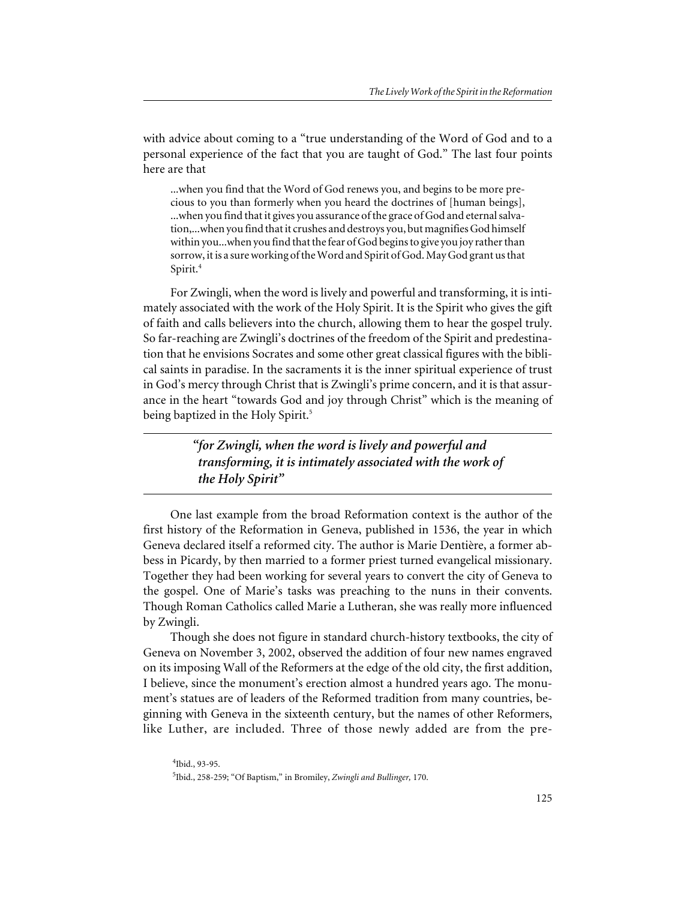with advice about coming to a "true understanding of the Word of God and to a personal experience of the fact that you are taught of God." The last four points here are that

> ...when you find that the Word of God renews you, and begins to be more precious to you than formerly when you heard the doctrines of [human beings], ...when you find that it gives you assurance of the grace of God and eternal salvation,...when you find that it crushes and destroys you, but magnifies God himself within you...when you find that the fear of God begins to give you joy rather than sorrow, it is a sure working of the Word and Spirit of God. May God grant us that Spirit.[4]

For Zwingli, when the word is lively and powerful and transforming, it is intimately associated with the work of the Holy Spirit. It is the Spirit who gives the gift of faith and calls believers into the church, allowing them to hear the gospel truly. So far-reaching are Zwingli's doctrines of the freedom of the Spirit and predestination that he envisions Socrates and some other great classical figures with the biblical saints in paradise. In the sacraments it is the inner spiritual experience of trust in God's mercy through Christ that is Zwingli's prime concern, and it is that assurance in the heart "towards God and joy through Christ" which is the meaning of being baptized in the Holy Spirit.[5]

> ***"for Zwingli, when the word is lively and powerful and transforming, it is intimately associated with the work of the Holy Spirit"***

One last example from the broad Reformation context is the author of the first history of the Reformation in Geneva, published in 1536, the year in which Geneva declared itself a reformed city. The author is Marie Dentière, a former abbess in Picardy, by then married to a former priest turned evangelical missionary. Together they had been working for several years to convert the city of Geneva to the gospel. One of Marie's tasks was preaching to the nuns in their convents. Though Roman Catholics called Marie a Lutheran, she was really more influenced by Zwingli.

Though she does not figure in standard church-history textbooks, the city of Geneva on November 3, 2002, observed the addition of four new names engraved on its imposing Wall of the Reformers at the edge of the old city, the first addition, I believe, since the monument's erection almost a hundred years ago. The monument's statues are of leaders of the Reformed tradition from many countries, beginning with Geneva in the sixteenth century, but the names of other Reformers, like Luther, are included. Three of those newly added are from the pre-

[4] Ibid., 93-95.

[5] Ibid., 258-259; "Of Baptism," in Bromiley, *Zwingli and Bullinger,* 170.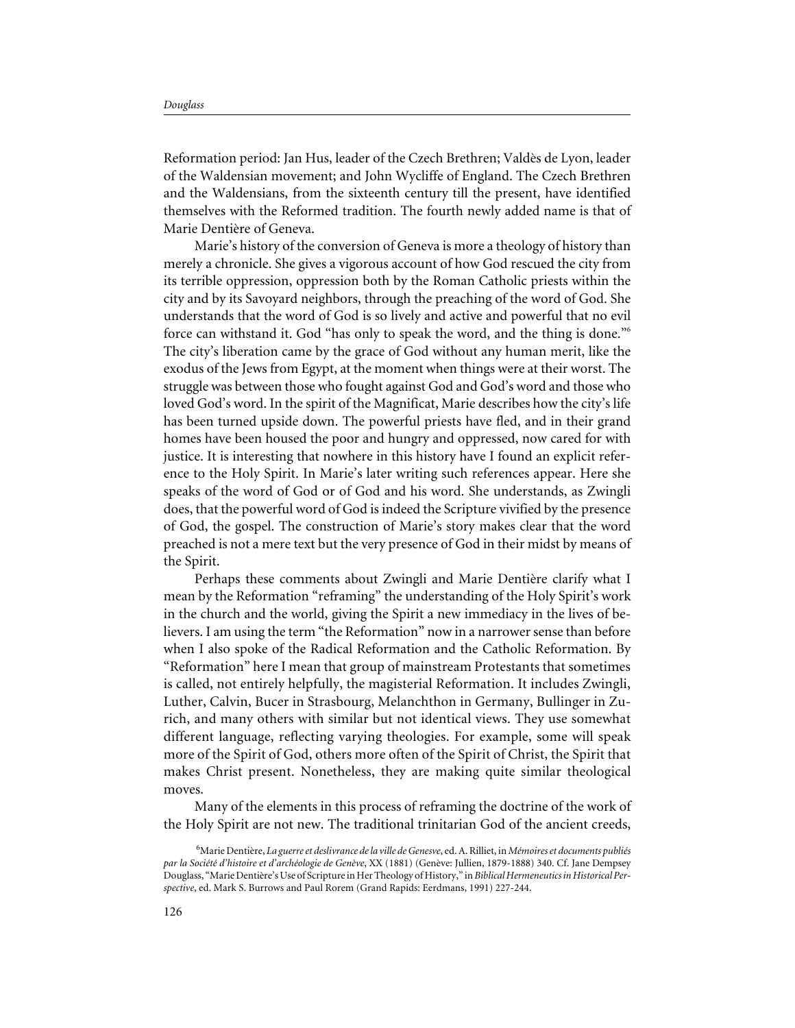Reformation period: Jan Hus, leader of the Czech Brethren; Valdès de Lyon, leader of the Waldensian movement; and John Wycliffe of England. The Czech Brethren and the Waldensians, from the sixteenth century till the present, have identified themselves with the Reformed tradition. The fourth newly added name is that of Marie Dentière of Geneva.

Marie's history of the conversion of Geneva is more a theology of history than merely a chronicle. She gives a vigorous account of how God rescued the city from its terrible oppression, oppression both by the Roman Catholic priests within the city and by its Savoyard neighbors, through the preaching of the word of God. She understands that the word of God is so lively and active and powerful that no evil force can withstand it. God "has only to speak the word, and the thing is done."[6] The city's liberation came by the grace of God without any human merit, like the exodus of the Jews from Egypt, at the moment when things were at their worst. The struggle was between those who fought against God and God's word and those who loved God's word. In the spirit of the Magnificat, Marie describes how the city's life has been turned upside down. The powerful priests have fled, and in their grand homes have been housed the poor and hungry and oppressed, now cared for with justice. It is interesting that nowhere in this history have I found an explicit reference to the Holy Spirit. In Marie's later writing such references appear. Here she speaks of the word of God or of God and his word. She understands, as Zwingli does, that the powerful word of God is indeed the Scripture vivified by the presence of God, the gospel. The construction of Marie's story makes clear that the word preached is not a mere text but the very presence of God in their midst by means of the Spirit.

Perhaps these comments about Zwingli and Marie Dentière clarify what I mean by the Reformation "reframing" the understanding of the Holy Spirit's work in the church and the world, giving the Spirit a new immediacy in the lives of believers. I am using the term "the Reformation" now in a narrower sense than before when I also spoke of the Radical Reformation and the Catholic Reformation. By "Reformation" here I mean that group of mainstream Protestants that sometimes is called, not entirely helpfully, the magisterial Reformation. It includes Zwingli, Luther, Calvin, Bucer in Strasbourg, Melanchthon in Germany, Bullinger in Zurich, and many others with similar but not identical views. They use somewhat different language, reflecting varying theologies. For example, some will speak more of the Spirit of God, others more often of the Spirit of Christ, the Spirit that makes Christ present. Nonetheless, they are making quite similar theological moves.

Many of the elements in this process of reframing the doctrine of the work of the Holy Spirit are not new. The traditional trinitarian God of the ancient creeds,

[6] Marie Dentière, *La guerre et deslivrance de la ville de Genesve*, ed. A. Rilliet, in *Mémoires et documents publiés par la Société d'histoire et d'archéologie de Genève*, XX (1881) (Genève: Jullien, 1879-1888) 340. Cf. Jane Dempsey Douglass, "Marie Dentière's Use of Scripture in Her Theology of History," in *Biblical Hermeneutics in Historical Perspective*, ed. Mark S. Burrows and Paul Rorem (Grand Rapids: Eerdmans, 1991) 227-244.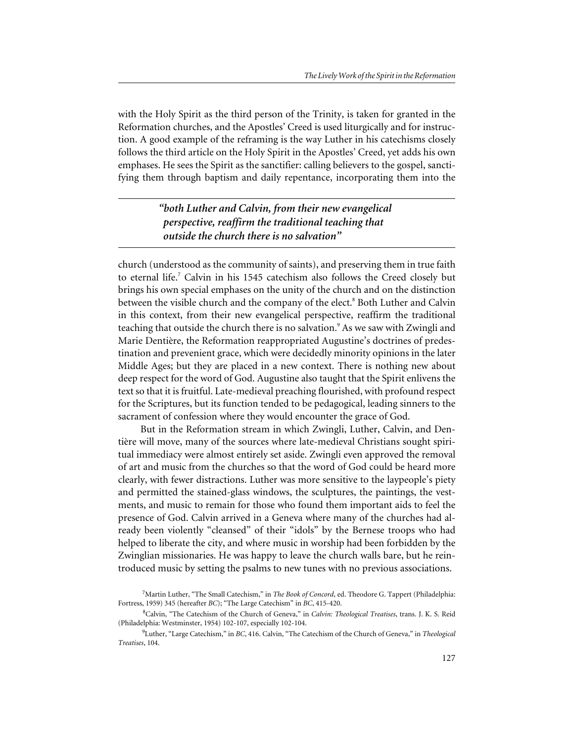with the Holy Spirit as the third person of the Trinity, is taken for granted in the Reformation churches, and the Apostles' Creed is used liturgically and for instruction. A good example of the reframing is the way Luther in his catechisms closely follows the third article on the Holy Spirit in the Apostles' Creed, yet adds his own emphases. He sees the Spirit as the sanctifier: calling believers to the gospel, sanctifying them through baptism and daily repentance, incorporating them into the

> ***"both Luther and Calvin, from their new evangelical perspective, reaffirm the traditional teaching that outside the church there is no salvation"***

church (understood as the community of saints), and preserving them in true faith to eternal life.[7] Calvin in his 1545 catechism also follows the Creed closely but brings his own special emphases on the unity of the church and on the distinction between the visible church and the company of the elect.[8] Both Luther and Calvin in this context, from their new evangelical perspective, reaffirm the traditional teaching that outside the church there is no salvation.[9] As we saw with Zwingli and Marie Dentière, the Reformation reappropriated Augustine's doctrines of predestination and prevenient grace, which were decidedly minority opinions in the later Middle Ages; but they are placed in a new context. There is nothing new about deep respect for the word of God. Augustine also taught that the Spirit enlivens the text so that it is fruitful. Late-medieval preaching flourished, with profound respect for the Scriptures, but its function tended to be pedagogical, leading sinners to the sacrament of confession where they would encounter the grace of God.

But in the Reformation stream in which Zwingli, Luther, Calvin, and Dentière will move, many of the sources where late-medieval Christians sought spiritual immediacy were almost entirely set aside. Zwingli even approved the removal of art and music from the churches so that the word of God could be heard more clearly, with fewer distractions. Luther was more sensitive to the laypeople's piety and permitted the stained-glass windows, the sculptures, the paintings, the vestments, and music to remain for those who found them important aids to feel the presence of God. Calvin arrived in a Geneva where many of the churches had already been violently "cleansed" of their "idols" by the Bernese troops who had helped to liberate the city, and where music in worship had been forbidden by the Zwinglian missionaries. He was happy to leave the church walls bare, but he reintroduced music by setting the psalms to new tunes with no previous associations.

[7] Martin Luther, "The Small Catechism," in *The Book of Concord*, ed. Theodore G. Tappert (Philadelphia: Fortress, 1959) 345 (hereafter *BC*); "The Large Catechism" in *BC*, 415-420.

[8] Calvin, "The Catechism of the Church of Geneva," in *Calvin: Theological Treatises*, trans. J. K. S. Reid (Philadelphia: Westminster, 1954) 102-107, especially 102-104.

[9] Luther, "Large Catechism," in *BC*, 416. Calvin, "The Catechism of the Church of Geneva," in *Theological Treatises*, 104.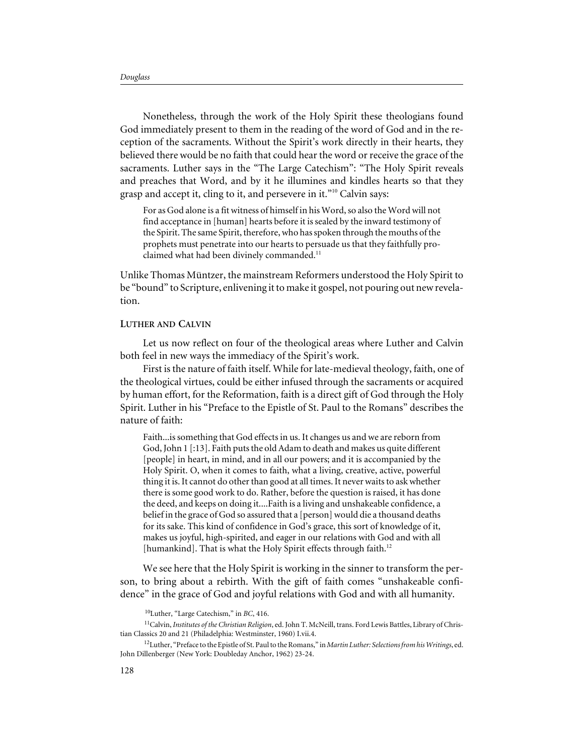Nonetheless, through the work of the Holy Spirit these theologians found God immediately present to them in the reading of the word of God and in the reception of the sacraments. Without the Spirit's work directly in their hearts, they believed there would be no faith that could hear the word or receive the grace of the sacraments. Luther says in the "The Large Catechism": "The Holy Spirit reveals and preaches that Word, and by it he illumines and kindles hearts so that they grasp and accept it, cling to it, and persevere in it."[10] Calvin says:

> For as God alone is a fit witness of himself in his Word, so also the Word will not find acceptance in [human] hearts before it is sealed by the inward testimony of the Spirit. The same Spirit, therefore, who has spoken through the mouths of the prophets must penetrate into our hearts to persuade us that they faithfully proclaimed what had been divinely commanded.[11]

Unlike Thomas Müntzer, the mainstream Reformers understood the Holy Spirit to be "bound" to Scripture, enlivening it to make it gospel, not pouring out new revelation.

## LUTHER AND CALVIN

Let us now reflect on four of the theological areas where Luther and Calvin both feel in new ways the immediacy of the Spirit's work.

First is the nature of faith itself. While for late-medieval theology, faith, one of the theological virtues, could be either infused through the sacraments or acquired by human effort, for the Reformation, faith is a direct gift of God through the Holy Spirit. Luther in his "Preface to the Epistle of St. Paul to the Romans" describes the nature of faith:

> Faith...is something that God effects in us. It changes us and we are reborn from God, John 1 [:13]. Faith puts the old Adam to death and makes us quite different [people] in heart, in mind, and in all our powers; and it is accompanied by the Holy Spirit. O, when it comes to faith, what a living, creative, active, powerful thing it is. It cannot do other than good at all times. It never waits to ask whether there is some good work to do. Rather, before the question is raised, it has done the deed, and keeps on doing it....Faith is a living and unshakeable confidence, a belief in the grace of God so assured that a [person] would die a thousand deaths for its sake. This kind of confidence in God's grace, this sort of knowledge of it, makes us joyful, high-spirited, and eager in our relations with God and with all [humankind]. That is what the Holy Spirit effects through faith.[12]

We see here that the Holy Spirit is working in the sinner to transform the person, to bring about a rebirth. With the gift of faith comes "unshakeable confidence" in the grace of God and joyful relations with God and with all humanity.

[10] Luther, "Large Catechism," in *BC*, 416.

[11] Calvin, *Institutes of the Christian Religion*, ed. John T. McNeill, trans. Ford Lewis Battles, Library of Christian Classics 20 and 21 (Philadelphia: Westminster, 1960) I.vii.4.

[12] Luther, "Preface to the Epistle of St. Paul to the Romans," in *Martin Luther: Selections from his Writings*, ed. John Dillenberger (New York: Doubleday Anchor, 1962) 23-24.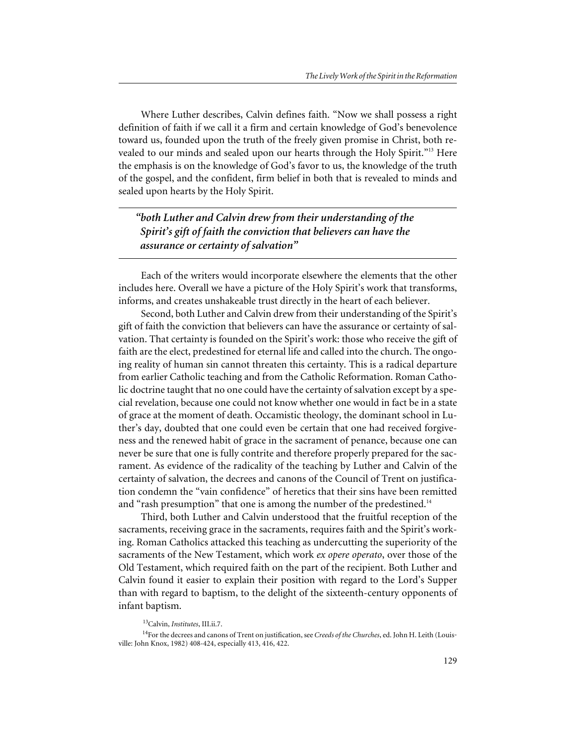Where Luther describes, Calvin defines faith. "Now we shall possess a right definition of faith if we call it a firm and certain knowledge of God's benevolence toward us, founded upon the truth of the freely given promise in Christ, both revealed to our minds and sealed upon our hearts through the Holy Spirit."[13] Here the emphasis is on the knowledge of God's favor to us, the knowledge of the truth of the gospel, and the confident, firm belief in both that is revealed to minds and sealed upon hearts by the Holy Spirit.

> ***"both Luther and Calvin drew from their understanding of the Spirit's gift of faith the conviction that believers can have the assurance or certainty of salvation"***

Each of the writers would incorporate elsewhere the elements that the other includes here. Overall we have a picture of the Holy Spirit's work that transforms, informs, and creates unshakeable trust directly in the heart of each believer.

Second, both Luther and Calvin drew from their understanding of the Spirit's gift of faith the conviction that believers can have the assurance or certainty of salvation. That certainty is founded on the Spirit's work: those who receive the gift of faith are the elect, predestined for eternal life and called into the church. The ongoing reality of human sin cannot threaten this certainty. This is a radical departure from earlier Catholic teaching and from the Catholic Reformation. Roman Catholic doctrine taught that no one could have the certainty of salvation except by a special revelation, because one could not know whether one would in fact be in a state of grace at the moment of death. Occamistic theology, the dominant school in Luther's day, doubted that one could even be certain that one had received forgiveness and the renewed habit of grace in the sacrament of penance, because one can never be sure that one is fully contrite and therefore properly prepared for the sacrament. As evidence of the radicality of the teaching by Luther and Calvin of the certainty of salvation, the decrees and canons of the Council of Trent on justification condemn the "vain confidence" of heretics that their sins have been remitted and "rash presumption" that one is among the number of the predestined.[14]

Third, both Luther and Calvin understood that the fruitful reception of the sacraments, receiving grace in the sacraments, requires faith and the Spirit's working. Roman Catholics attacked this teaching as undercutting the superiority of the sacraments of the New Testament, which work *ex opere operato*, over those of the Old Testament, which required faith on the part of the recipient. Both Luther and Calvin found it easier to explain their position with regard to the Lord's Supper than with regard to baptism, to the delight of the sixteenth-century opponents of infant baptism.

---

[13] Calvin, *Institutes*, III.ii.7.

[14] For the decrees and canons of Trent on justification, see *Creeds of the Churches*, ed. John H. Leith (Louisville: John Knox, 1982) 408-424, especially 413, 416, 422.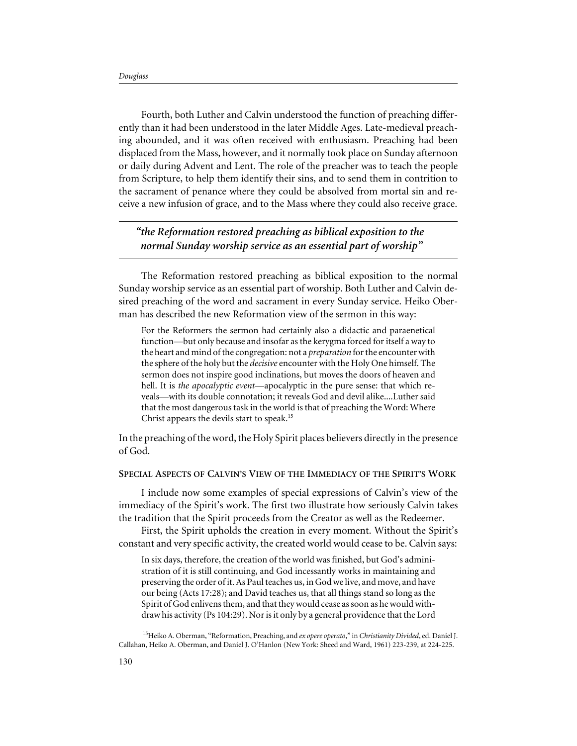Fourth, both Luther and Calvin understood the function of preaching differently than it had been understood in the later Middle Ages. Late-medieval preaching abounded, and it was often received with enthusiasm. Preaching had been displaced from the Mass, however, and it normally took place on Sunday afternoon or daily during Advent and Lent. The role of the preacher was to teach the people from Scripture, to help them identify their sins, and to send them in contrition to the sacrament of penance where they could be absolved from mortal sin and receive a new infusion of grace, and to the Mass where they could also receive grace.

> ***"the Reformation restored preaching as biblical exposition to the normal Sunday worship service as an essential part of worship"***

The Reformation restored preaching as biblical exposition to the normal Sunday worship service as an essential part of worship. Both Luther and Calvin desired preaching of the word and sacrament in every Sunday service. Heiko Oberman has described the new Reformation view of the sermon in this way:

> For the Reformers the sermon had certainly also a didactic and paraenetical function—but only because and insofar as the kerygma forced for itself a way to the heart and mind of the congregation: not a *preparation* for the encounter with the sphere of the holy but the *decisive* encounter with the Holy One himself. The sermon does not inspire good inclinations, but moves the doors of heaven and hell. It is *the apocalyptic event*—apocalyptic in the pure sense: that which reveals—with its double connotation; it reveals God and devil alike....Luther said that the most dangerous task in the world is that of preaching the Word: Where Christ appears the devils start to speak.[15]

In the preaching of the word, the Holy Spirit places believers directly in the presence of God.

## Special Aspects of Calvin's View of the Immediacy of the Spirit's Work

I include now some examples of special expressions of Calvin's view of the immediacy of the Spirit's work. The first two illustrate how seriously Calvin takes the tradition that the Spirit proceeds from the Creator as well as the Redeemer.

First, the Spirit upholds the creation in every moment. Without the Spirit's constant and very specific activity, the created world would cease to be. Calvin says:

> In six days, therefore, the creation of the world was finished, but God's administration of it is still continuing, and God incessantly works in maintaining and preserving the order of it. As Paul teaches us, in God we live, and move, and have our being (Acts 17:28); and David teaches us, that all things stand so long as the Spirit of God enlivens them, and that they would cease as soon as he would withdraw his activity (Ps 104:29). Nor is it only by a general providence that the Lord

[15] Heiko A. Oberman, "Reformation, Preaching, and *ex opere operato*," in *Christianity Divided*, ed. Daniel J. Callahan, Heiko A. Oberman, and Daniel J. O'Hanlon (New York: Sheed and Ward, 1961) 223-239, at 224-225.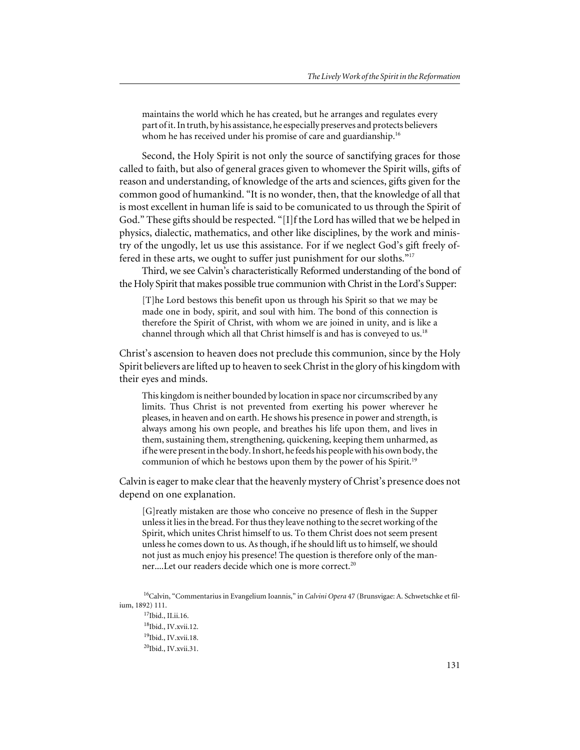maintains the world which he has created, but he arranges and regulates every part of it. In truth, by his assistance, he especially preserves and protects believers whom he has received under his promise of care and guardianship.[16]

Second, the Holy Spirit is not only the source of sanctifying graces for those called to faith, but also of general graces given to whomever the Spirit wills, gifts of reason and understanding, of knowledge of the arts and sciences, gifts given for the common good of humankind. "It is no wonder, then, that the knowledge of all that is most excellent in human life is said to be comunicated to us through the Spirit of God." These gifts should be respected. "[I]f the Lord has willed that we be helped in physics, dialectic, mathematics, and other like disciplines, by the work and ministry of the ungodly, let us use this assistance. For if we neglect God's gift freely offered in these arts, we ought to suffer just punishment for our sloths."[17]

Third, we see Calvin's characteristically Reformed understanding of the bond of the Holy Spirit that makes possible true communion with Christ in the Lord's Supper:

> [T]he Lord bestows this benefit upon us through his Spirit so that we may be made one in body, spirit, and soul with him. The bond of this connection is therefore the Spirit of Christ, with whom we are joined in unity, and is like a channel through which all that Christ himself is and has is conveyed to us.[18]

Christ's ascension to heaven does not preclude this communion, since by the Holy Spirit believers are lifted up to heaven to seek Christ in the glory of his kingdom with their eyes and minds.

> This kingdom is neither bounded by location in space nor circumscribed by any limits. Thus Christ is not prevented from exerting his power wherever he pleases, in heaven and on earth. He shows his presence in power and strength, is always among his own people, and breathes his life upon them, and lives in them, sustaining them, strengthening, quickening, keeping them unharmed, as if he were present in the body. In short, he feeds his people with his own body, the communion of which he bestows upon them by the power of his Spirit.[19]

Calvin is eager to make clear that the heavenly mystery of Christ's presence does not depend on one explanation.

> [G]reatly mistaken are those who conceive no presence of flesh in the Supper unless it lies in the bread. For thus they leave nothing to the secret working of the Spirit, which unites Christ himself to us. To them Christ does not seem present unless he comes down to us. As though, if he should lift us to himself, we should not just as much enjoy his presence! The question is therefore only of the manner....Let our readers decide which one is more correct.[20]

[16]Calvin, "Commentarius in Evangelium Ioannis," in *Calvini Opera* 47 (Brunsvigae: A. Schwetschke et filium, 1892) 111.

[17]Ibid., II.ii.16.

[18]Ibid., IV.xvii.12.

[19]Ibid., IV.xvii.18.

[20]Ibid., IV.xvii.31.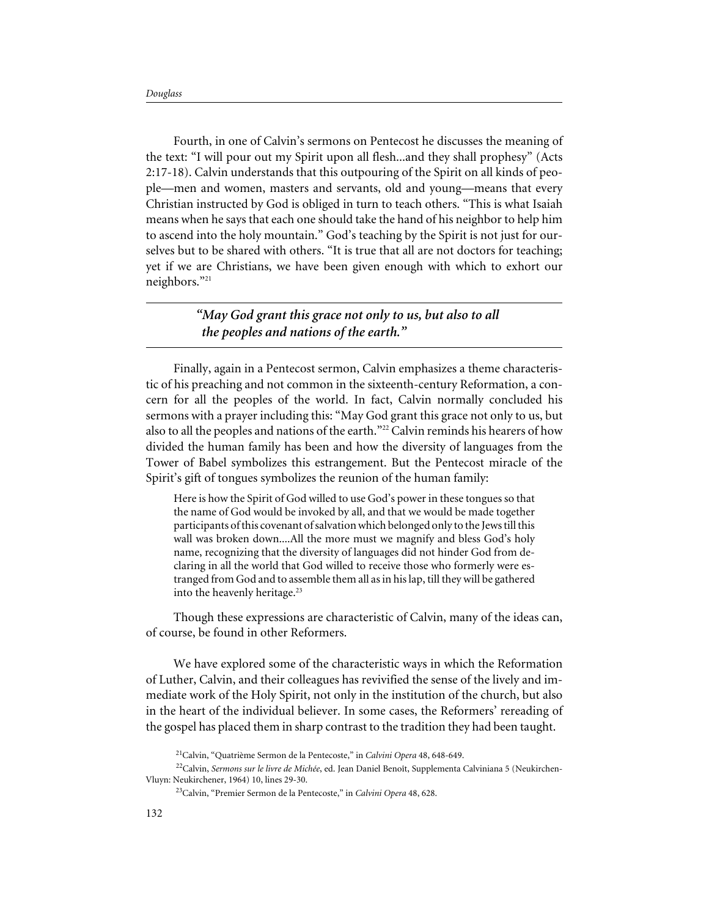Fourth, in one of Calvin's sermons on Pentecost he discusses the meaning of the text: "I will pour out my Spirit upon all flesh...and they shall prophesy" (Acts 2:17-18). Calvin understands that this outpouring of the Spirit on all kinds of people—men and women, masters and servants, old and young—means that every Christian instructed by God is obliged in turn to teach others. "This is what Isaiah means when he says that each one should take the hand of his neighbor to help him to ascend into the holy mountain." God's teaching by the Spirit is not just for ourselves but to be shared with others. "It is true that all are not doctors for teaching; yet if we are Christians, we have been given enough with which to exhort our neighbors."[21]

> ***"May God grant this grace not only to us, but also to all the peoples and nations of the earth."***

Finally, again in a Pentecost sermon, Calvin emphasizes a theme characteristic of his preaching and not common in the sixteenth-century Reformation, a concern for all the peoples of the world. In fact, Calvin normally concluded his sermons with a prayer including this: "May God grant this grace not only to us, but also to all the peoples and nations of the earth."[22] Calvin reminds his hearers of how divided the human family has been and how the diversity of languages from the Tower of Babel symbolizes this estrangement. But the Pentecost miracle of the Spirit's gift of tongues symbolizes the reunion of the human family:

> Here is how the Spirit of God willed to use God's power in these tongues so that the name of God would be invoked by all, and that we would be made together participants of this covenant of salvation which belonged only to the Jews till this wall was broken down....All the more must we magnify and bless God's holy name, recognizing that the diversity of languages did not hinder God from declaring in all the world that God willed to receive those who formerly were estranged from God and to assemble them all as in his lap, till they will be gathered into the heavenly heritage.[23]

Though these expressions are characteristic of Calvin, many of the ideas can, of course, be found in other Reformers.

We have explored some of the characteristic ways in which the Reformation of Luther, Calvin, and their colleagues has revivified the sense of the lively and immediate work of the Holy Spirit, not only in the institution of the church, but also in the heart of the individual believer. In some cases, the Reformers' rereading of the gospel has placed them in sharp contrast to the tradition they had been taught.

---

[21] Calvin, "Quatrième Sermon de la Pentecoste," in *Calvini Opera* 48, 648-649.

[22] Calvin, *Sermons sur le livre de Michée*, ed. Jean Daniel Benoît, Supplementa Calviniana 5 (Neukirchen-Vluyn: Neukirchener, 1964) 10, lines 29-30.

[23] Calvin, "Premier Sermon de la Pentecoste," in *Calvini Opera* 48, 628.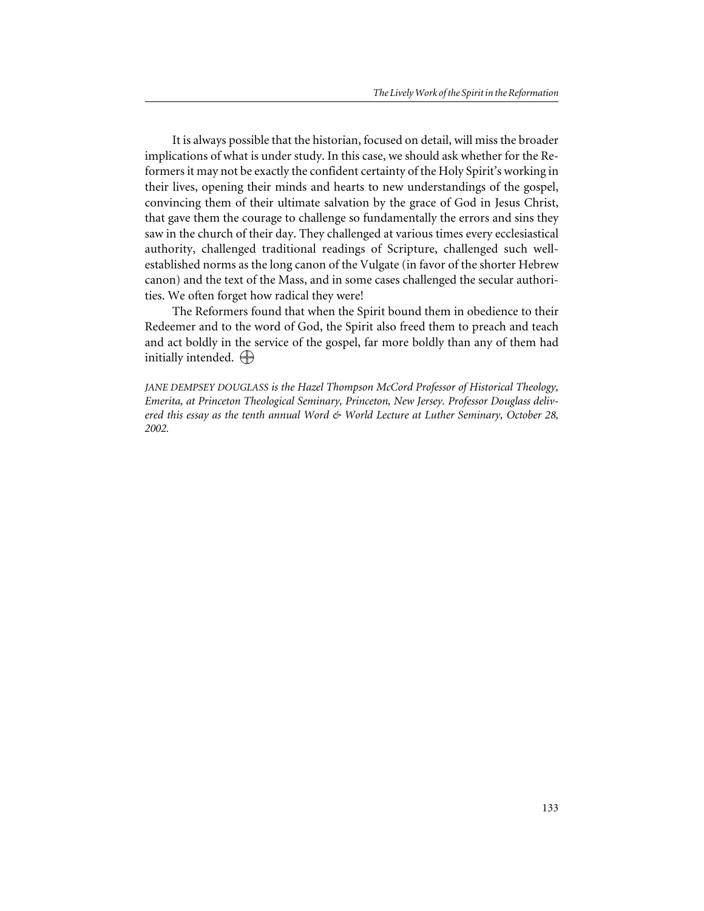It is always possible that the historian, focused on detail, will miss the broader implications of what is under study. In this case, we should ask whether for the Reformers it may not be exactly the confident certainty of the Holy Spirit's working in their lives, opening their minds and hearts to new understandings of the gospel, convincing them of their ultimate salvation by the grace of God in Jesus Christ, that gave them the courage to challenge so fundamentally the errors and sins they saw in the church of their day. They challenged at various times every ecclesiastical authority, challenged traditional readings of Scripture, challenged such well-established norms as the long canon of the Vulgate (in favor of the shorter Hebrew canon) and the text of the Mass, and in some cases challenged the secular authorities. We often forget how radical they were!

The Reformers found that when the Spirit bound them in obedience to their Redeemer and to the word of God, the Spirit also freed them to preach and teach and act boldly in the service of the gospel, far more boldly than any of them had initially intended. ⊕

*JANE DEMPSEY DOUGLASS is the Hazel Thompson McCord Professor of Historical Theology, Emerita, at Princeton Theological Seminary, Princeton, New Jersey. Professor Douglass delivered this essay as the tenth annual Word & World Lecture at Luther Seminary, October 28, 2002.*